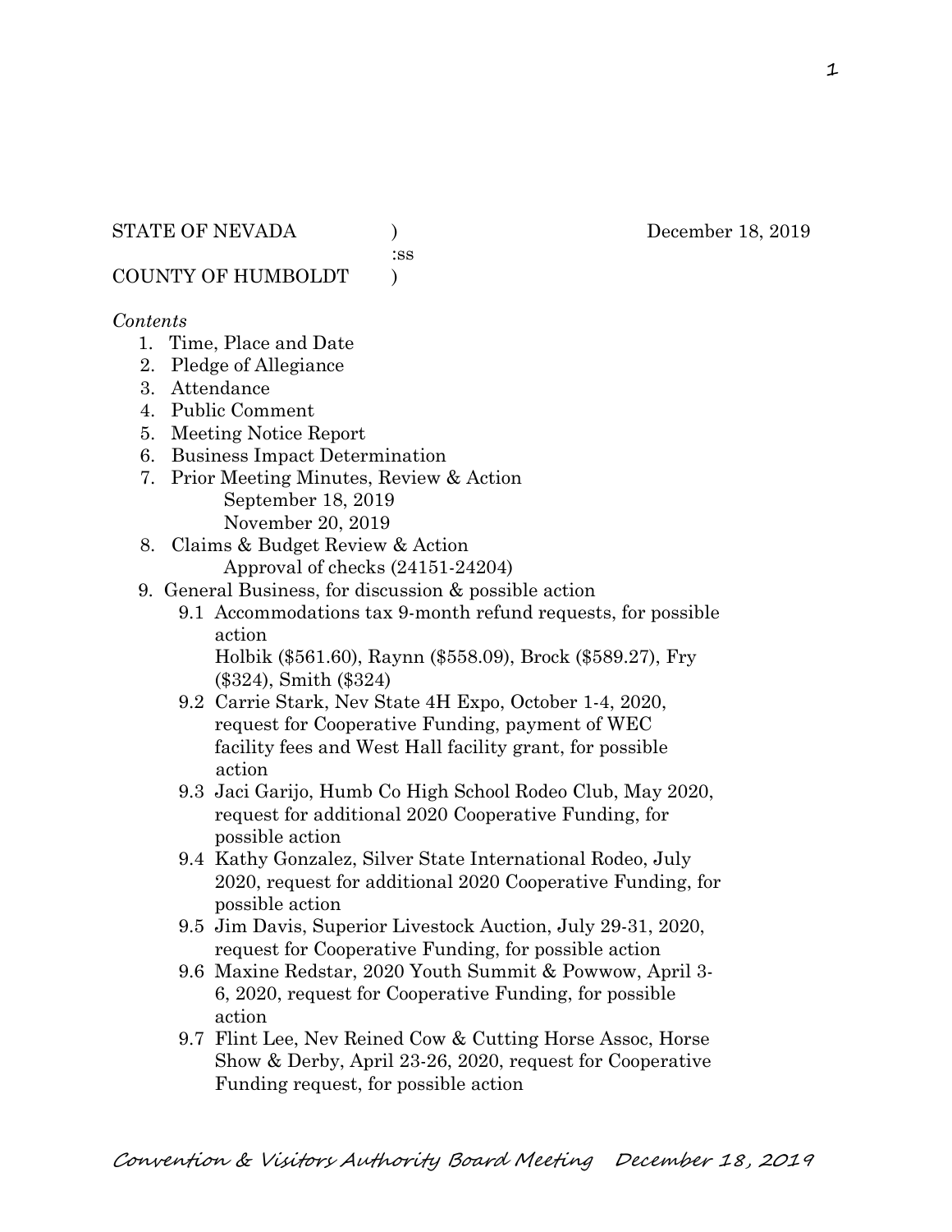STATE OF NEVADA ) December 18, 2019
:ss
COUNTY OF HUMBOLDT )

*Contents*

1. Time, Place and Date
2. Pledge of Allegiance
3. Attendance
4. Public Comment
5. Meeting Notice Report
6. Business Impact Determination
7. Prior Meeting Minutes, Review & Action
   September 18, 2019
   November 20, 2019
8. Claims & Budget Review & Action
   Approval of checks (24151-24204)
9. General Business, for discussion & possible action
   - 9.1 Accommodations tax 9-month refund requests, for possible action
     Holbik ($561.60), Raynn ($558.09), Brock ($589.27), Fry ($324), Smith ($324)
   - 9.2 Carrie Stark, Nev State 4H Expo, October 1-4, 2020, request for Cooperative Funding, payment of WEC facility fees and West Hall facility grant, for possible action
   - 9.3 Jaci Garijo, Humb Co High School Rodeo Club, May 2020, request for additional 2020 Cooperative Funding, for possible action
   - 9.4 Kathy Gonzalez, Silver State International Rodeo, July 2020, request for additional 2020 Cooperative Funding, for possible action
   - 9.5 Jim Davis, Superior Livestock Auction, July 29-31, 2020, request for Cooperative Funding, for possible action
   - 9.6 Maxine Redstar, 2020 Youth Summit & Powwow, April 3-6, 2020, request for Cooperative Funding, for possible action
   - 9.7 Flint Lee, Nev Reined Cow & Cutting Horse Assoc, Horse Show & Derby, April 23-26, 2020, request for Cooperative Funding request, for possible action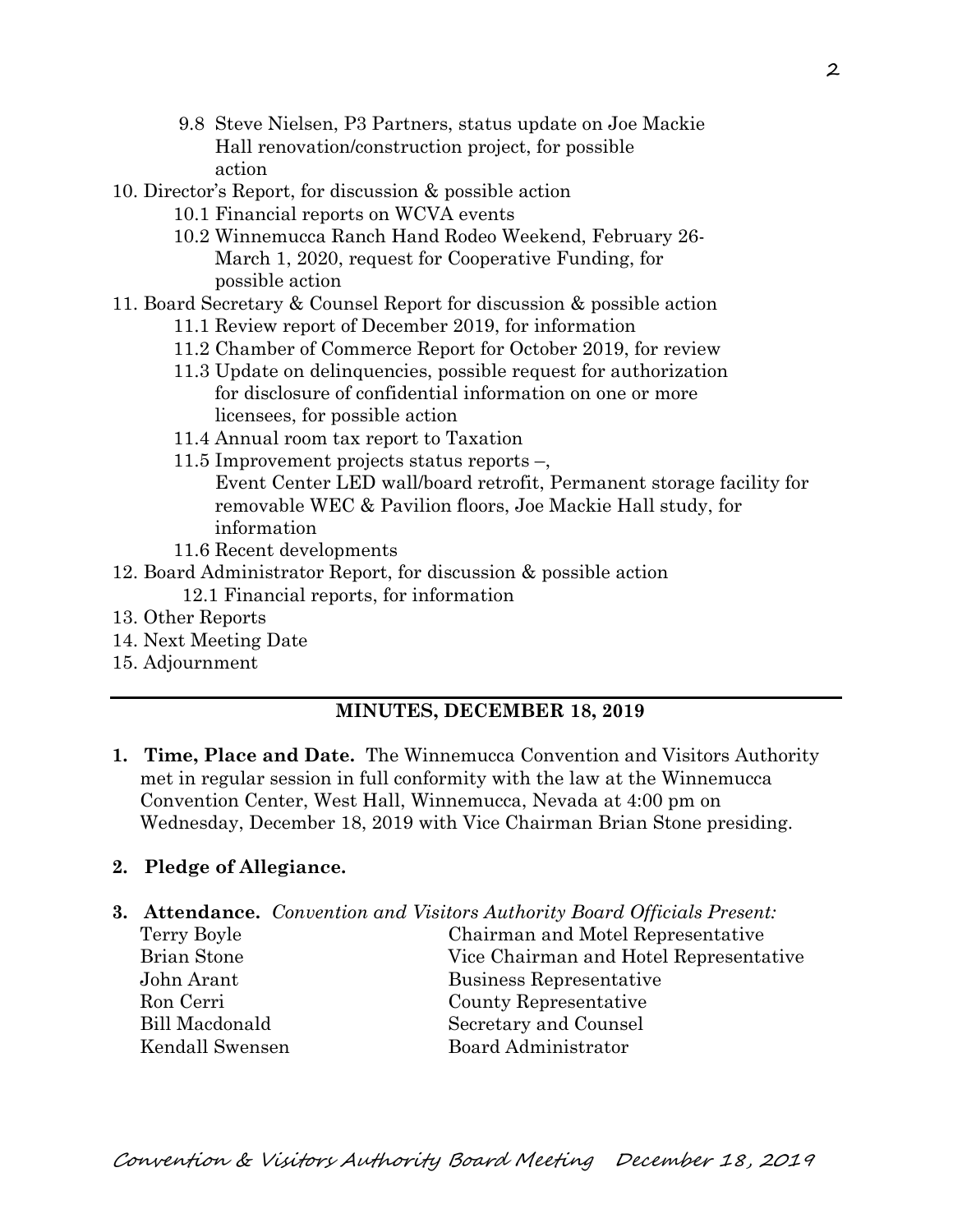9.8 Steve Nielsen, P3 Partners, status update on Joe Mackie Hall renovation/construction project, for possible action

10. Director's Report, for discussion & possible action
    10.1 Financial reports on WCVA events
    10.2 Winnemucca Ranch Hand Rodeo Weekend, February 26-March 1, 2020, request for Cooperative Funding, for possible action
11. Board Secretary & Counsel Report for discussion & possible action
    11.1 Review report of December 2019, for information
    11.2 Chamber of Commerce Report for October 2019, for review
    11.3 Update on delinquencies, possible request for authorization for disclosure of confidential information on one or more licensees, for possible action
    11.4 Annual room tax report to Taxation
    11.5 Improvement projects status reports –, Event Center LED wall/board retrofit, Permanent storage facility for removable WEC & Pavilion floors, Joe Mackie Hall study, for information
    11.6 Recent developments
12. Board Administrator Report, for discussion & possible action
    12.1 Financial reports, for information
13. Other Reports
14. Next Meeting Date
15. Adjournment

## MINUTES, DECEMBER 18, 2019

1. **Time, Place and Date.** The Winnemucca Convention and Visitors Authority met in regular session in full conformity with the law at the Winnemucca Convention Center, West Hall, Winnemucca, Nevada at 4:00 pm on Wednesday, December 18, 2019 with Vice Chairman Brian Stone presiding.

2. **Pledge of Allegiance.**

3. **Attendance.** *Convention and Visitors Authority Board Officials Present:*

| | |
|---|---|
| Terry Boyle | Chairman and Motel Representative |
| Brian Stone | Vice Chairman and Hotel Representative |
| John Arant | Business Representative |
| Ron Cerri | County Representative |
| Bill Macdonald | Secretary and Counsel |
| Kendall Swensen | Board Administrator |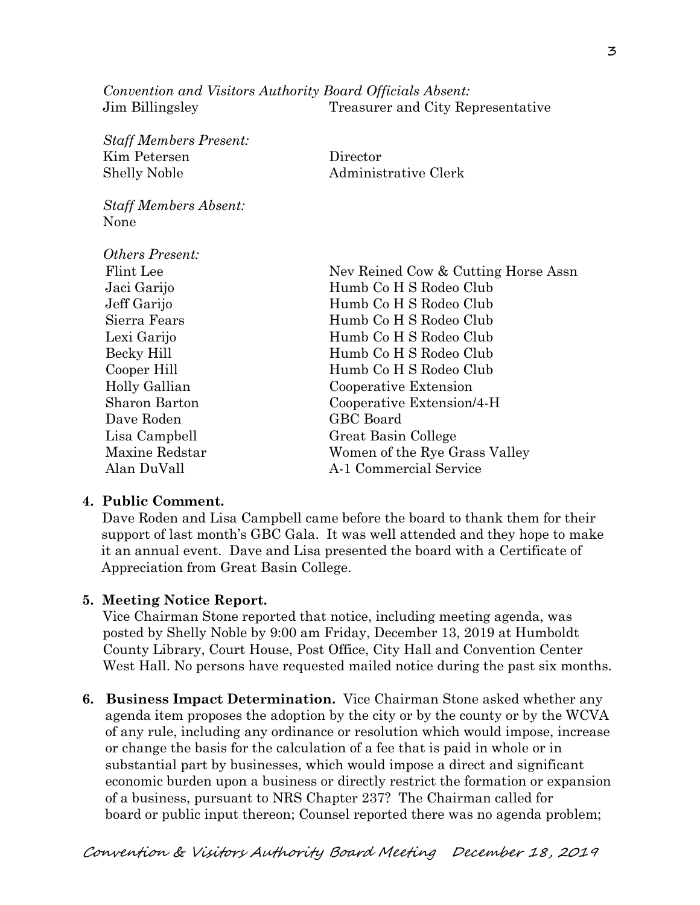*Convention and Visitors Authority Board Officials Absent:*

| | |
|---|---|
| Jim Billingsley | Treasurer and City Representative |

*Staff Members Present:*

| | |
|---|---|
| Kim Petersen | Director |
| Shelly Noble | Administrative Clerk |

*Staff Members Absent:*
None

*Others Present:*

| | |
|---|---|
| Flint Lee | Nev Reined Cow & Cutting Horse Assn |
| Jaci Garijo | Humb Co H S Rodeo Club |
| Jeff Garijo | Humb Co H S Rodeo Club |
| Sierra Fears | Humb Co H S Rodeo Club |
| Lexi Garijo | Humb Co H S Rodeo Club |
| Becky Hill | Humb Co H S Rodeo Club |
| Cooper Hill | Humb Co H S Rodeo Club |
| Holly Gallian | Cooperative Extension |
| Sharon Barton | Cooperative Extension/4-H |
| Dave Roden | GBC Board |
| Lisa Campbell | Great Basin College |
| Maxine Redstar | Women of the Rye Grass Valley |
| Alan DuVall | A-1 Commercial Service |

**4. Public Comment.**
Dave Roden and Lisa Campbell came before the board to thank them for their support of last month's GBC Gala. It was well attended and they hope to make it an annual event. Dave and Lisa presented the board with a Certificate of Appreciation from Great Basin College.

**5. Meeting Notice Report.**
Vice Chairman Stone reported that notice, including meeting agenda, was posted by Shelly Noble by 9:00 am Friday, December 13, 2019 at Humboldt County Library, Court House, Post Office, City Hall and Convention Center West Hall. No persons have requested mailed notice during the past six months.

**6. Business Impact Determination.** Vice Chairman Stone asked whether any agenda item proposes the adoption by the city or by the county or by the WCVA of any rule, including any ordinance or resolution which would impose, increase or change the basis for the calculation of a fee that is paid in whole or in substantial part by businesses, which would impose a direct and significant economic burden upon a business or directly restrict the formation or expansion of a business, pursuant to NRS Chapter 237? The Chairman called for board or public input thereon; Counsel reported there was no agenda problem;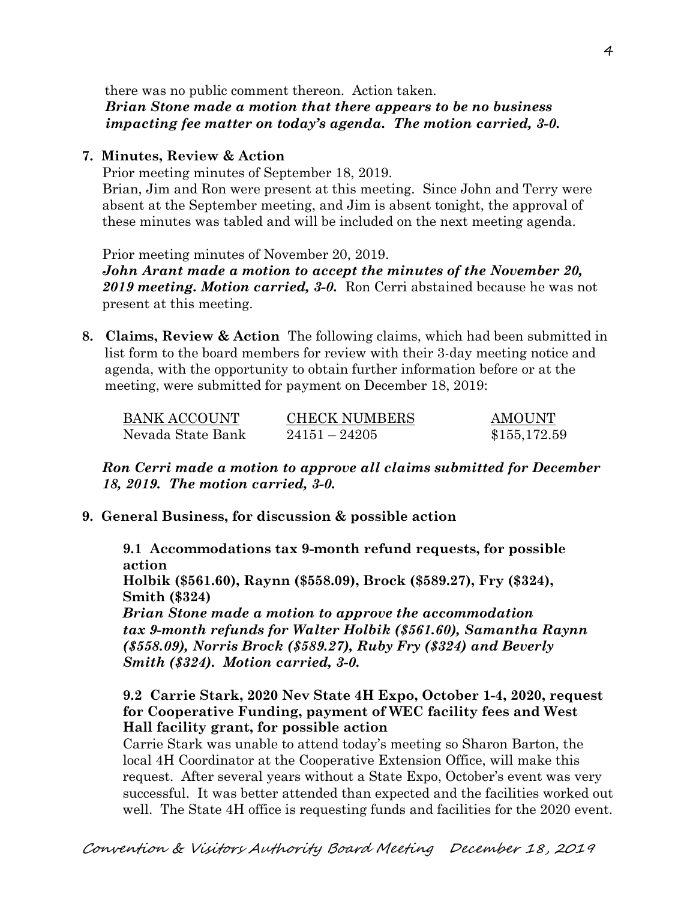there was no public comment thereon. Action taken.
***Brian Stone made a motion that there appears to be no business impacting fee matter on today's agenda. The motion carried, 3-0.***

**7. Minutes, Review & Action**

Prior meeting minutes of September 18, 2019.
Brian, Jim and Ron were present at this meeting. Since John and Terry were absent at the September meeting, and Jim is absent tonight, the approval of these minutes was tabled and will be included on the next meeting agenda.

Prior meeting minutes of November 20, 2019.
***John Arant made a motion to accept the minutes of the November 20, 2019 meeting. Motion carried, 3-0.*** Ron Cerri abstained because he was not present at this meeting.

**8. Claims, Review & Action** The following claims, which had been submitted in list form to the board members for review with their 3-day meeting notice and agenda, with the opportunity to obtain further information before or at the meeting, were submitted for payment on December 18, 2019:

| BANK ACCOUNT | CHECK NUMBERS | AMOUNT |
|---|---|---|
| Nevada State Bank | 24151 – 24205 | \$155,172.59 |

***Ron Cerri made a motion to approve all claims submitted for December 18, 2019. The motion carried, 3-0.***

**9. General Business, for discussion & possible action**

**9.1 Accommodations tax 9-month refund requests, for possible action**
**Holbik (\$561.60), Raynn (\$558.09), Brock (\$589.27), Fry (\$324), Smith (\$324)**
***Brian Stone made a motion to approve the accommodation tax 9-month refunds for Walter Holbik (\$561.60), Samantha Raynn (\$558.09), Norris Brock (\$589.27), Ruby Fry (\$324) and Beverly Smith (\$324). Motion carried, 3-0.***

**9.2 Carrie Stark, 2020 Nev State 4H Expo, October 1-4, 2020, request for Cooperative Funding, payment of WEC facility fees and West Hall facility grant, for possible action**
Carrie Stark was unable to attend today's meeting so Sharon Barton, the local 4H Coordinator at the Cooperative Extension Office, will make this request. After several years without a State Expo, October's event was very successful. It was better attended than expected and the facilities worked out well. The State 4H office is requesting funds and facilities for the 2020 event.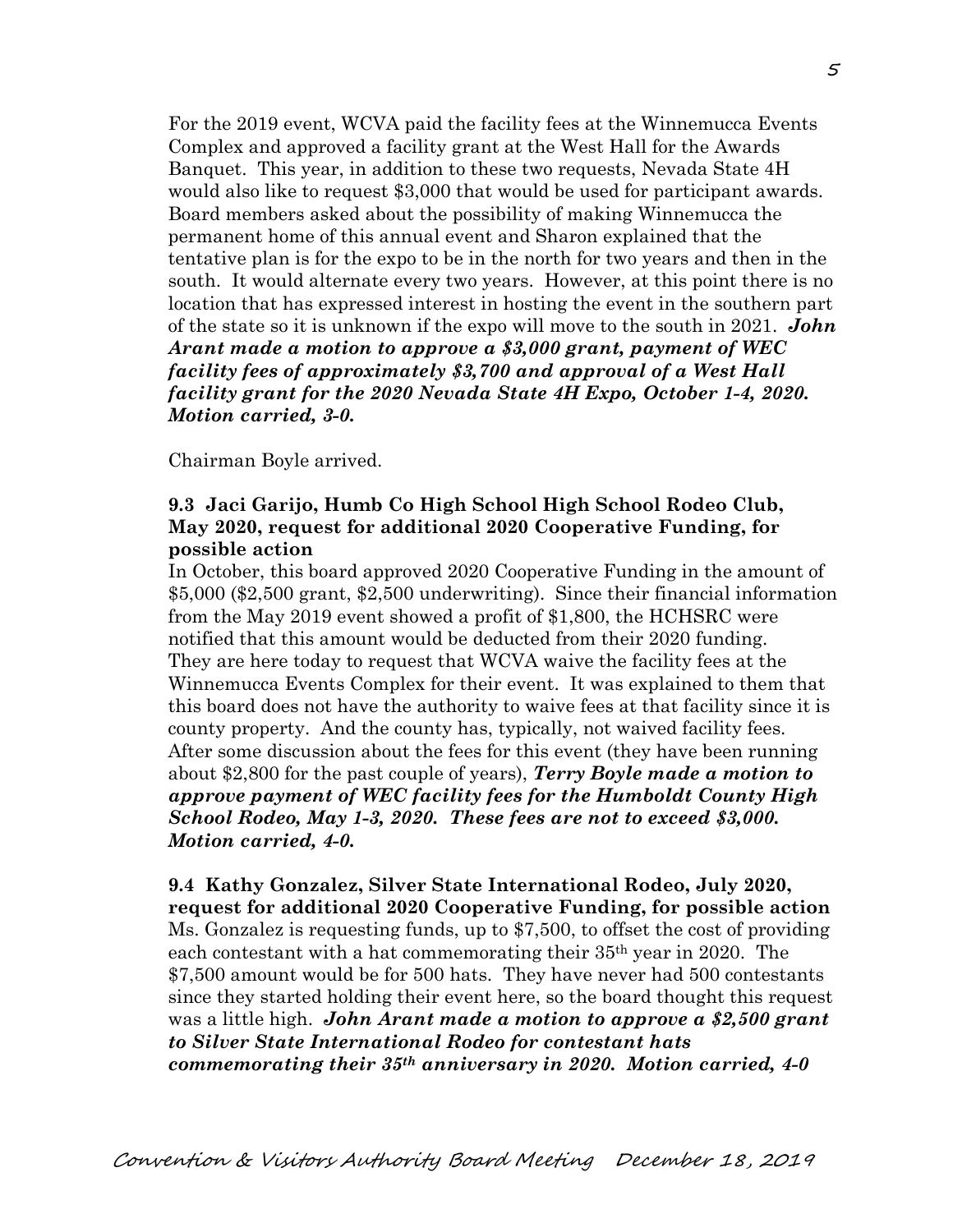For the 2019 event, WCVA paid the facility fees at the Winnemucca Events Complex and approved a facility grant at the West Hall for the Awards Banquet. This year, in addition to these two requests, Nevada State 4H would also like to request $3,000 that would be used for participant awards. Board members asked about the possibility of making Winnemucca the permanent home of this annual event and Sharon explained that the tentative plan is for the expo to be in the north for two years and then in the south. It would alternate every two years. However, at this point there is no location that has expressed interest in hosting the event in the southern part of the state so it is unknown if the expo will move to the south in 2021. ***John Arant made a motion to approve a $3,000 grant, payment of WEC facility fees of approximately $3,700 and approval of a West Hall facility grant for the 2020 Nevada State 4H Expo, October 1-4, 2020. Motion carried, 3-0.***

Chairman Boyle arrived.

**9.3 Jaci Garijo, Humb Co High School High School Rodeo Club, May 2020, request for additional 2020 Cooperative Funding, for possible action**

In October, this board approved 2020 Cooperative Funding in the amount of $5,000 ($2,500 grant, $2,500 underwriting). Since their financial information from the May 2019 event showed a profit of $1,800, the HCHSRC were notified that this amount would be deducted from their 2020 funding. They are here today to request that WCVA waive the facility fees at the Winnemucca Events Complex for their event. It was explained to them that this board does not have the authority to waive fees at that facility since it is county property. And the county has, typically, not waived facility fees. After some discussion about the fees for this event (they have been running about $2,800 for the past couple of years), ***Terry Boyle made a motion to approve payment of WEC facility fees for the Humboldt County High School Rodeo, May 1-3, 2020. These fees are not to exceed $3,000. Motion carried, 4-0.***

**9.4 Kathy Gonzalez, Silver State International Rodeo, July 2020, request for additional 2020 Cooperative Funding, for possible action**

Ms. Gonzalez is requesting funds, up to $7,500, to offset the cost of providing each contestant with a hat commemorating their 35th year in 2020. The $7,500 amount would be for 500 hats. They have never had 500 contestants since they started holding their event here, so the board thought this request was a little high. ***John Arant made a motion to approve a $2,500 grant to Silver State International Rodeo for contestant hats commemorating their 35th anniversary in 2020. Motion carried, 4-0***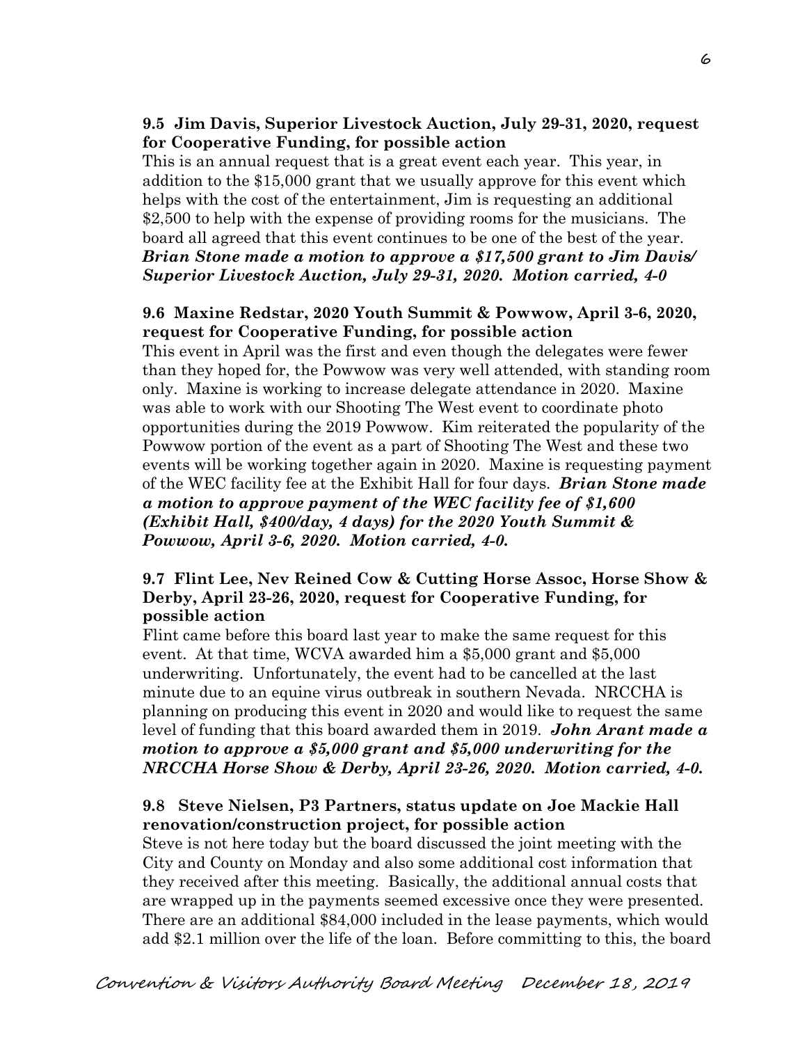**9.5 Jim Davis, Superior Livestock Auction, July 29-31, 2020, request for Cooperative Funding, for possible action**

This is an annual request that is a great event each year. This year, in addition to the $15,000 grant that we usually approve for this event which helps with the cost of the entertainment, Jim is requesting an additional $2,500 to help with the expense of providing rooms for the musicians. The board all agreed that this event continues to be one of the best of the year. ***Brian Stone made a motion to approve a $17,500 grant to Jim Davis/ Superior Livestock Auction, July 29-31, 2020. Motion carried, 4-0***

**9.6 Maxine Redstar, 2020 Youth Summit & Powwow, April 3-6, 2020, request for Cooperative Funding, for possible action**

This event in April was the first and even though the delegates were fewer than they hoped for, the Powwow was very well attended, with standing room only. Maxine is working to increase delegate attendance in 2020. Maxine was able to work with our Shooting The West event to coordinate photo opportunities during the 2019 Powwow. Kim reiterated the popularity of the Powwow portion of the event as a part of Shooting The West and these two events will be working together again in 2020. Maxine is requesting payment of the WEC facility fee at the Exhibit Hall for four days. ***Brian Stone made a motion to approve payment of the WEC facility fee of $1,600 (Exhibit Hall, $400/day, 4 days) for the 2020 Youth Summit & Powwow, April 3-6, 2020. Motion carried, 4-0.***

**9.7 Flint Lee, Nev Reined Cow & Cutting Horse Assoc, Horse Show & Derby, April 23-26, 2020, request for Cooperative Funding, for possible action**

Flint came before this board last year to make the same request for this event. At that time, WCVA awarded him a $5,000 grant and $5,000 underwriting. Unfortunately, the event had to be cancelled at the last minute due to an equine virus outbreak in southern Nevada. NRCCHA is planning on producing this event in 2020 and would like to request the same level of funding that this board awarded them in 2019. ***John Arant made a motion to approve a $5,000 grant and $5,000 underwriting for the NRCCHA Horse Show & Derby, April 23-26, 2020. Motion carried, 4-0.***

**9.8 Steve Nielsen, P3 Partners, status update on Joe Mackie Hall renovation/construction project, for possible action**

Steve is not here today but the board discussed the joint meeting with the City and County on Monday and also some additional cost information that they received after this meeting. Basically, the additional annual costs that are wrapped up in the payments seemed excessive once they were presented. There are an additional $84,000 included in the lease payments, which would add $2.1 million over the life of the loan. Before committing to this, the board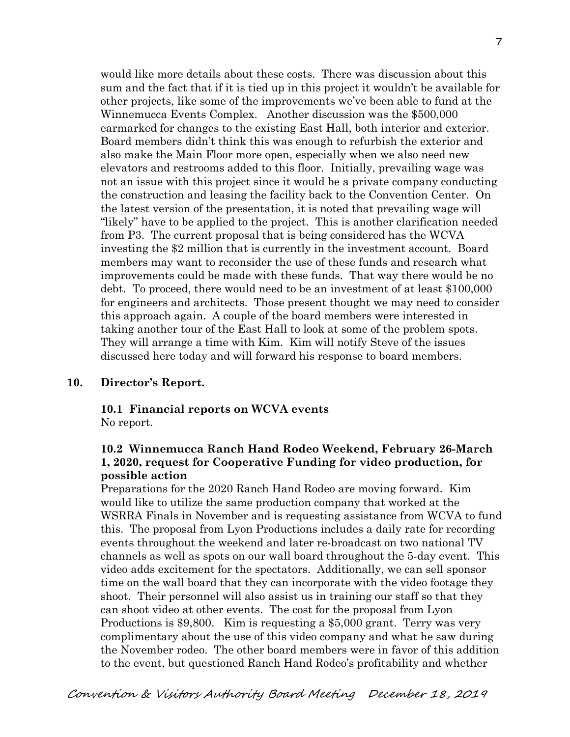would like more details about these costs. There was discussion about this sum and the fact that if it is tied up in this project it wouldn't be available for other projects, like some of the improvements we've been able to fund at the Winnemucca Events Complex. Another discussion was the $500,000 earmarked for changes to the existing East Hall, both interior and exterior. Board members didn't think this was enough to refurbish the exterior and also make the Main Floor more open, especially when we also need new elevators and restrooms added to this floor. Initially, prevailing wage was not an issue with this project since it would be a private company conducting the construction and leasing the facility back to the Convention Center. On the latest version of the presentation, it is noted that prevailing wage will "likely" have to be applied to the project. This is another clarification needed from P3. The current proposal that is being considered has the WCVA investing the $2 million that is currently in the investment account. Board members may want to reconsider the use of these funds and research what improvements could be made with these funds. That way there would be no debt. To proceed, there would need to be an investment of at least $100,000 for engineers and architects. Those present thought we may need to consider this approach again. A couple of the board members were interested in taking another tour of the East Hall to look at some of the problem spots. They will arrange a time with Kim. Kim will notify Steve of the issues discussed here today and will forward his response to board members.

**10. Director's Report.**

**10.1 Financial reports on WCVA events**
No report.

**10.2 Winnemucca Ranch Hand Rodeo Weekend, February 26-March 1, 2020, request for Cooperative Funding for video production, for possible action**
Preparations for the 2020 Ranch Hand Rodeo are moving forward. Kim would like to utilize the same production company that worked at the WSRRA Finals in November and is requesting assistance from WCVA to fund this. The proposal from Lyon Productions includes a daily rate for recording events throughout the weekend and later re-broadcast on two national TV channels as well as spots on our wall board throughout the 5-day event. This video adds excitement for the spectators. Additionally, we can sell sponsor time on the wall board that they can incorporate with the video footage they shoot. Their personnel will also assist us in training our staff so that they can shoot video at other events. The cost for the proposal from Lyon Productions is $9,800. Kim is requesting a $5,000 grant. Terry was very complimentary about the use of this video company and what he saw during the November rodeo. The other board members were in favor of this addition to the event, but questioned Ranch Hand Rodeo's profitability and whether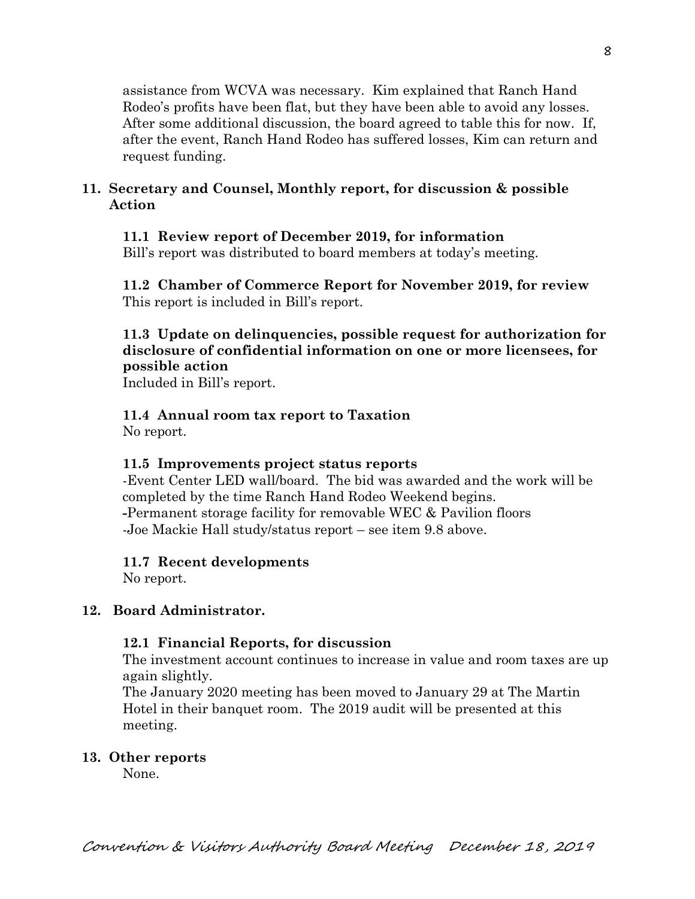assistance from WCVA was necessary. Kim explained that Ranch Hand Rodeo's profits have been flat, but they have been able to avoid any losses. After some additional discussion, the board agreed to table this for now. If, after the event, Ranch Hand Rodeo has suffered losses, Kim can return and request funding.

## 11. Secretary and Counsel, Monthly report, for discussion & possible Action

### 11.1 Review report of December 2019, for information

Bill's report was distributed to board members at today's meeting.

### 11.2 Chamber of Commerce Report for November 2019, for review

This report is included in Bill's report.

### 11.3 Update on delinquencies, possible request for authorization for disclosure of confidential information on one or more licensees, for possible action

Included in Bill's report.

### 11.4 Annual room tax report to Taxation

No report.

### 11.5 Improvements project status reports

-Event Center LED wall/board. The bid was awarded and the work will be completed by the time Ranch Hand Rodeo Weekend begins.
-Permanent storage facility for removable WEC & Pavilion floors
-Joe Mackie Hall study/status report – see item 9.8 above.

### 11.7 Recent developments

No report.

## 12. Board Administrator.

### 12.1 Financial Reports, for discussion

The investment account continues to increase in value and room taxes are up again slightly.

The January 2020 meeting has been moved to January 29 at The Martin Hotel in their banquet room. The 2019 audit will be presented at this meeting.

## 13. Other reports

None.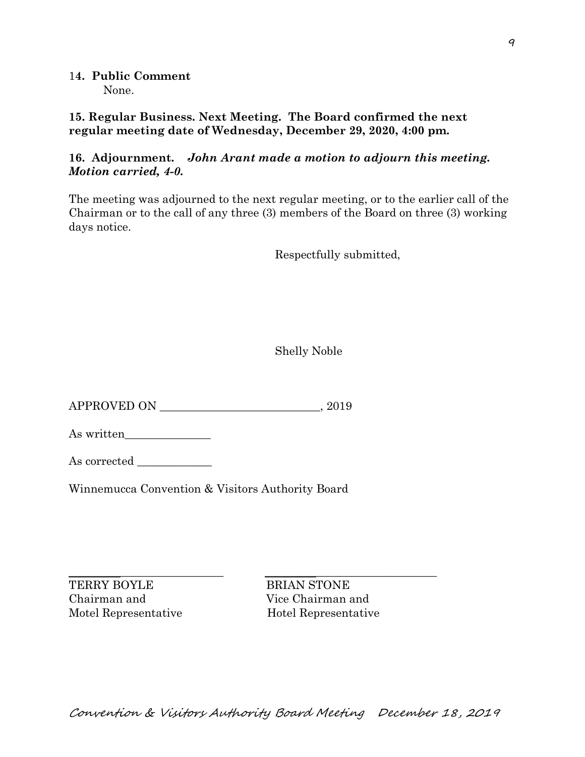**14. Public Comment**

None.

**15. Regular Business. Next Meeting. The Board confirmed the next regular meeting date of Wednesday, December 29, 2020, 4:00 pm.**

**16. Adjournment.** ***John Arant made a motion to adjourn this meeting. Motion carried, 4-0.***

The meeting was adjourned to the next regular meeting, or to the earlier call of the Chairman or to the call of any three (3) members of the Board on three (3) working days notice.

Respectfully submitted,

Shelly Noble

APPROVED ON ___________________________, 2019

As written_______________

As corrected _____________

Winnemucca Convention & Visitors Authority Board

| ___________________________ | ___________________________ |
|---|---|
| TERRY BOYLE | BRIAN STONE |
| Chairman and | Vice Chairman and |
| Motel Representative | Hotel Representative |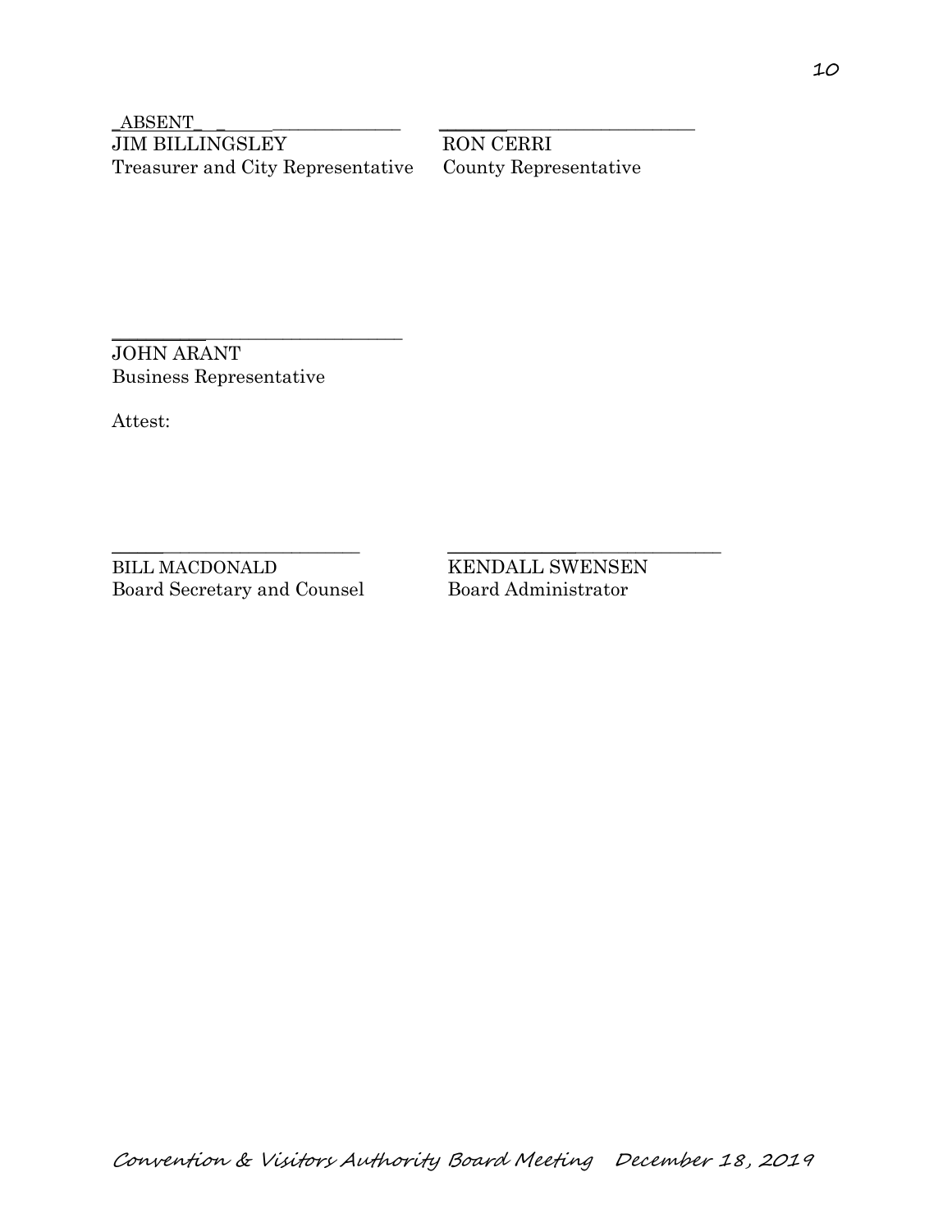\_ABSENT\_\_ \_\_\_\_\_\_\_\_\_\_\_\_\_\_\_\_\_\_\_\_\_\_\_
JIM BILLINGSLEY
Treasurer and City Representative

\_\_\_\_\_\_\_\_\_\_\_\_\_\_\_\_\_\_\_\_\_\_\_\_\_\_\_\_\_\_
RON CERRI
County Representative

\_\_\_\_\_\_\_\_\_\_\_\_\_\_\_\_\_\_\_\_\_\_\_\_\_\_\_\_\_\_
JOHN ARANT
Business Representative

Attest:

\_\_\_\_\_\_\_\_\_\_\_\_\_\_\_\_\_\_\_\_\_\_\_\_\_\_\_\_\_\_
BILL MACDONALD
Board Secretary and Counsel

\_\_\_\_\_\_\_\_\_\_\_\_\_\_\_\_\_\_\_\_\_\_\_\_\_\_\_\_\_\_
KENDALL SWENSEN
Board Administrator

Convention & Visitors Authority Board Meeting December 18, 2019